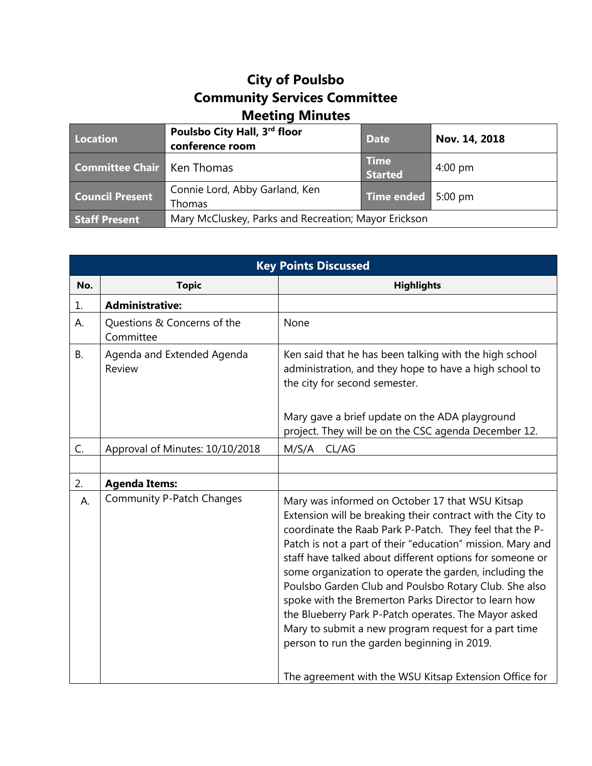# City of Poulsbo
# Community Services Committee
# Meeting Minutes

| Location | Poulsbo City Hall, 3rd floor conference room | Date | Nov. 14, 2018 |
|---|---|---|---|
| Committee Chair | Ken Thomas | Time Started | 4:00 pm |
| Council Present | Connie Lord, Abby Garland, Ken Thomas | Time ended | 5:00 pm |
| Staff Present | Mary McCluskey, Parks and Recreation; Mayor Erickson | | |

| Key Points Discussed | | |
|---|---|---|
| **No.** | **Topic** | **Highlights** |
| 1. | **Administrative:** | |
| A. | Questions & Concerns of the Committee | None |
| B. | Agenda and Extended Agenda Review | Ken said that he has been talking with the high school administration, and they hope to have a high school to the city for second semester.<br><br>Mary gave a brief update on the ADA playground project. They will be on the CSC agenda December 12. |
| C. | Approval of Minutes: 10/10/2018 | M/S/A CL/AG |
| | | |
| 2. | **Agenda Items:** | |
| A. | Community P-Patch Changes | Mary was informed on October 17 that WSU Kitsap Extension will be breaking their contract with the City to coordinate the Raab Park P-Patch. They feel that the P-Patch is not a part of their "education" mission. Mary and staff have talked about different options for someone or some organization to operate the garden, including the Poulsbo Garden Club and Poulsbo Rotary Club. She also spoke with the Bremerton Parks Director to learn how the Blueberry Park P-Patch operates. The Mayor asked Mary to submit a new program request for a part time person to run the garden beginning in 2019.<br><br>The agreement with the WSU Kitsap Extension Office for |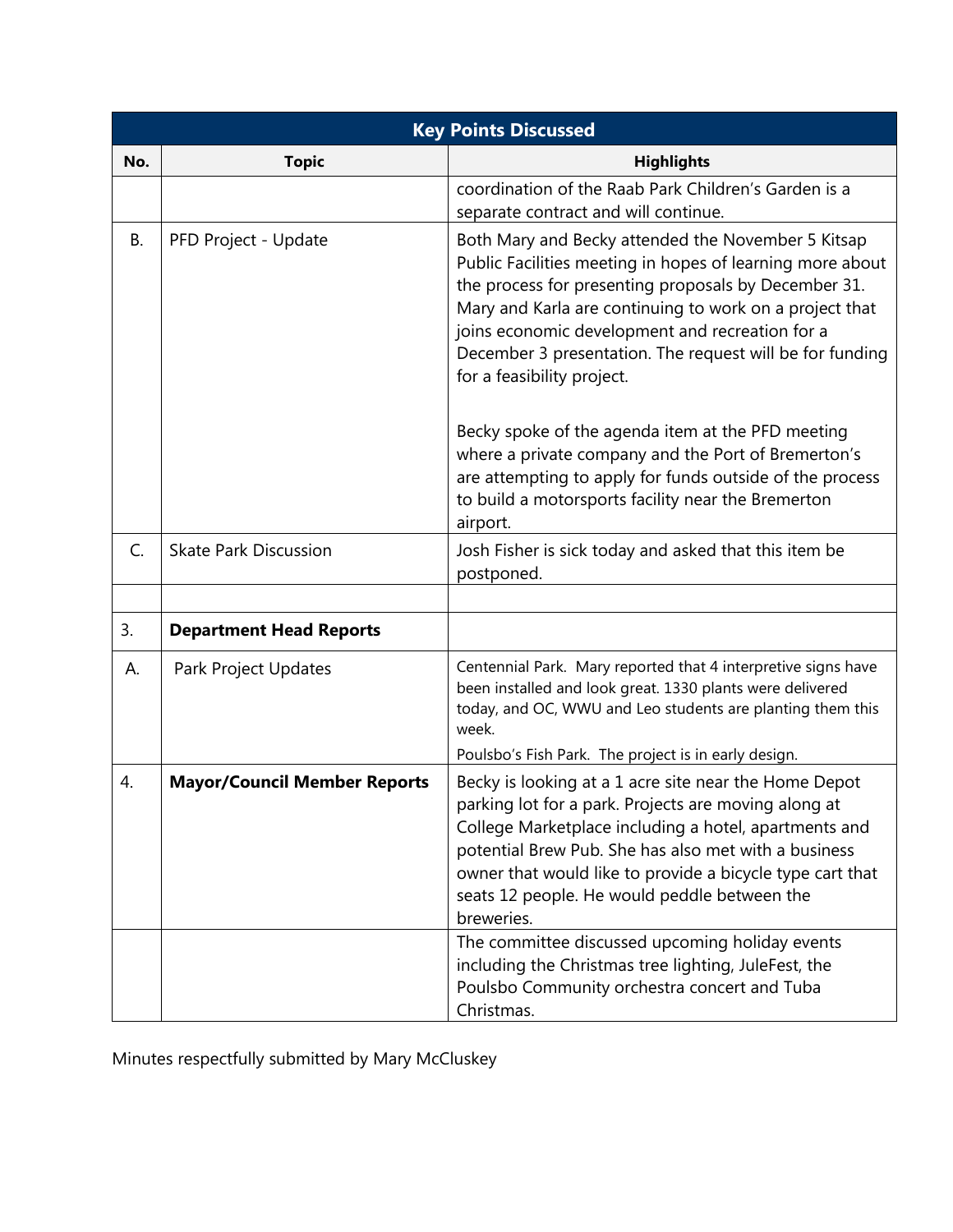| Key Points Discussed | | |
|---|---|---|
| **No.** | **Topic** | **Highlights** |
| | | coordination of the Raab Park Children's Garden is a separate contract and will continue. |
| B. | PFD Project - Update | Both Mary and Becky attended the November 5 Kitsap Public Facilities meeting in hopes of learning more about the process for presenting proposals by December 31. Mary and Karla are continuing to work on a project that joins economic development and recreation for a December 3 presentation. The request will be for funding for a feasibility project.<br><br>Becky spoke of the agenda item at the PFD meeting where a private company and the Port of Bremerton's are attempting to apply for funds outside of the process to build a motorsports facility near the Bremerton airport. |
| C. | Skate Park Discussion | Josh Fisher is sick today and asked that this item be postponed. |
| | | |
| 3. | **Department Head Reports** | |
| A. | Park Project Updates | Centennial Park. Mary reported that 4 interpretive signs have been installed and look great. 1330 plants were delivered today, and OC, WWU and Leo students are planting them this week.<br>Poulsbo's Fish Park. The project is in early design. |
| 4. | **Mayor/Council Member Reports** | Becky is looking at a 1 acre site near the Home Depot parking lot for a park. Projects are moving along at College Marketplace including a hotel, apartments and potential Brew Pub. She has also met with a business owner that would like to provide a bicycle type cart that seats 12 people. He would peddle between the breweries. |
| | | The committee discussed upcoming holiday events including the Christmas tree lighting, JuleFest, the Poulsbo Community orchestra concert and Tuba Christmas. |

Minutes respectfully submitted by Mary McCluskey